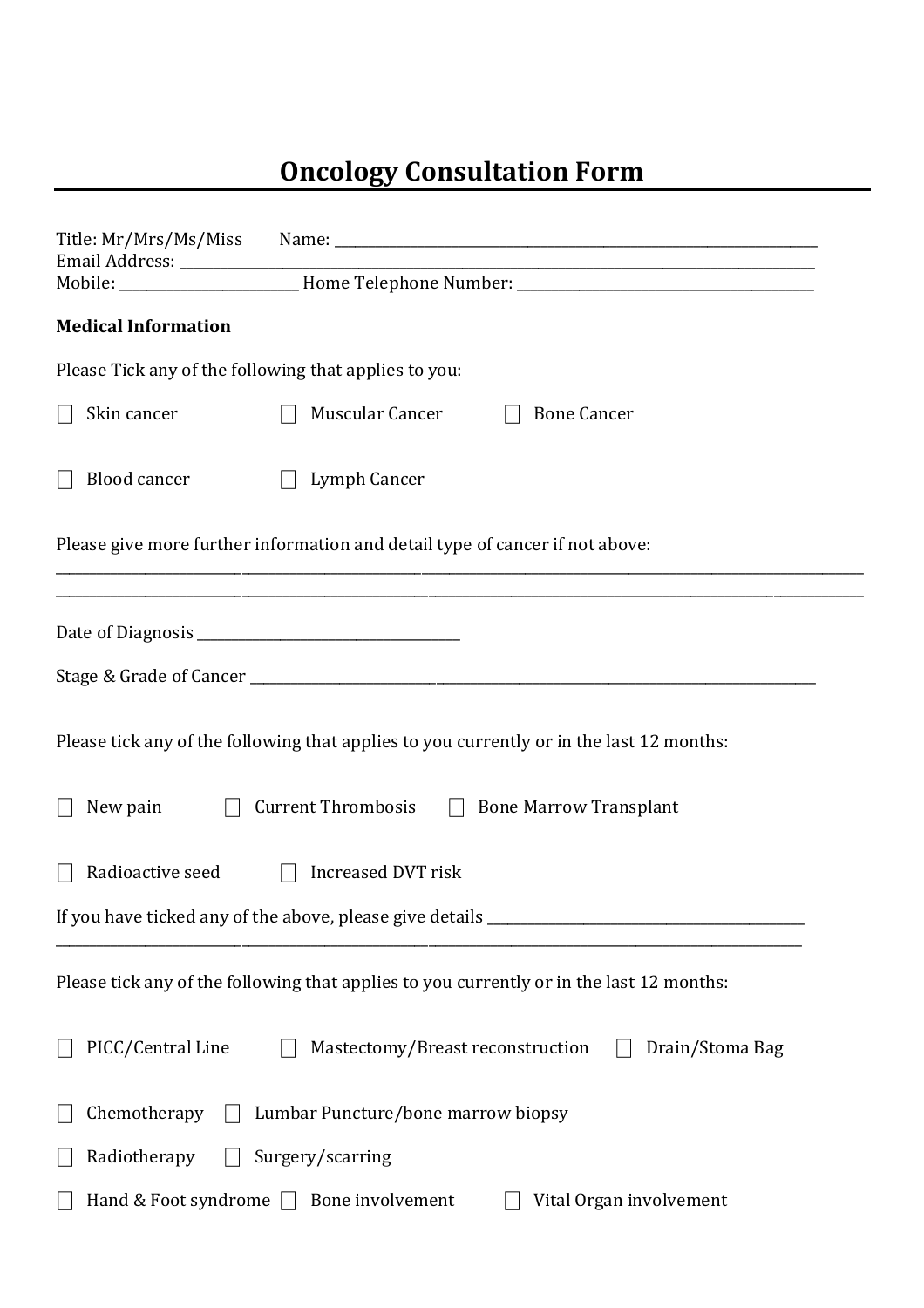# Oncology Consultation Form

Title: Mr/Mrs/Ms/Miss Name: ____________________________________________
Email Address: ____________________________________________
Mobile: ________________ Home Telephone Number: ______________________________

**Medical Information**

Please Tick any of the following that applies to you:

☐ Skin cancer ☐ Muscular Cancer ☐ Bone Cancer

☐ Blood cancer ☐ Lymph Cancer

Please give more further information and detail type of cancer if not above:
____________________________________________________________________________
____________________________________________________________________________

Date of Diagnosis ____________________________

Stage & Grade of Cancer ____________________________________________

Please tick any of the following that applies to you currently or in the last 12 months:

☐ New pain ☐ Current Thrombosis ☐ Bone Marrow Transplant

☐ Radioactive seed ☐ Increased DVT risk

If you have ticked any of the above, please give details ______________________________
____________________________________________________________________________

Please tick any of the following that applies to you currently or in the last 12 months:

☐ PICC/Central Line ☐ Mastectomy/Breast reconstruction ☐ Drain/Stoma Bag

☐ Chemotherapy ☐ Lumbar Puncture/bone marrow biopsy

☐ Radiotherapy ☐ Surgery/scarring

☐ Hand & Foot syndrome ☐ Bone involvement ☐ Vital Organ involvement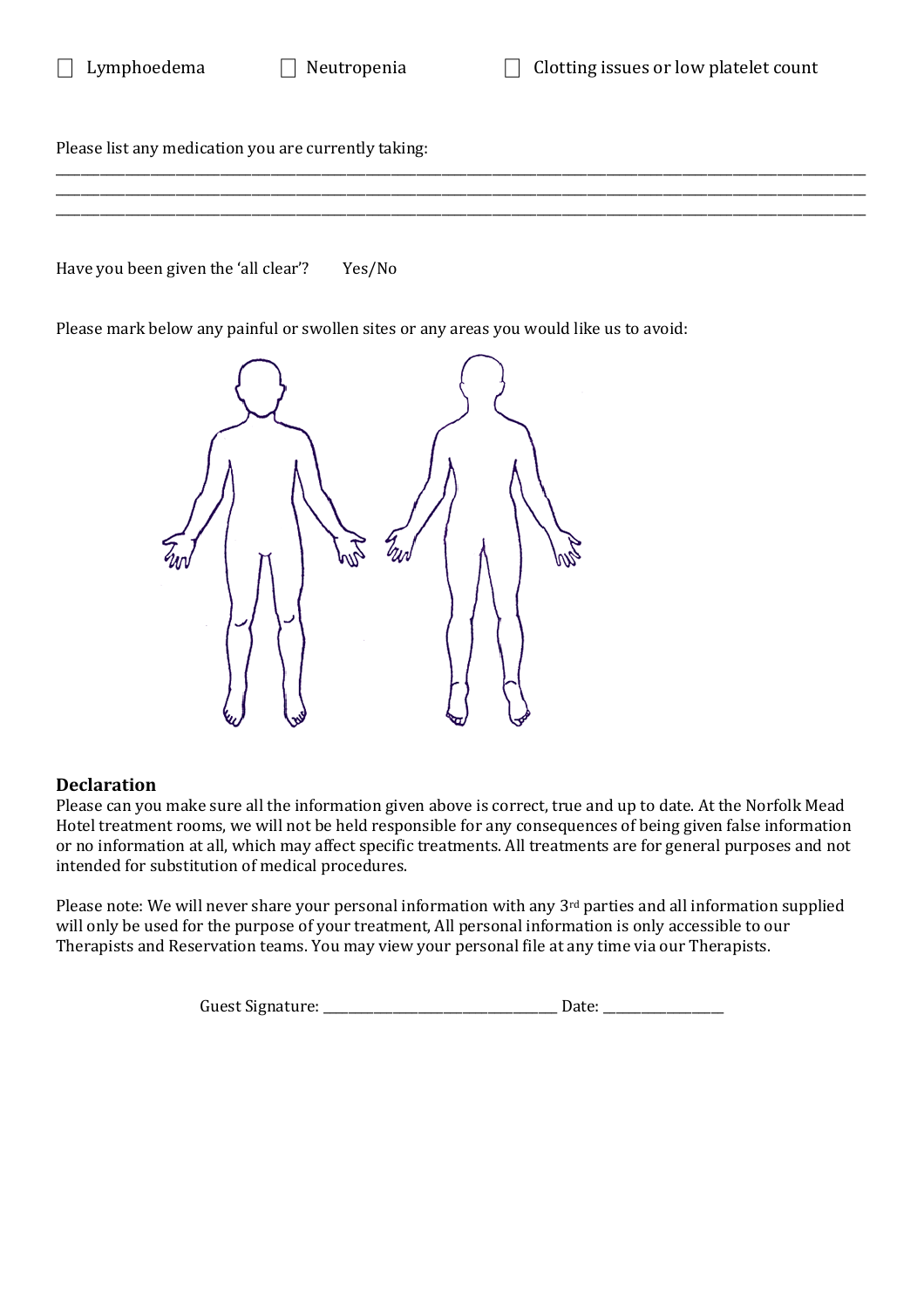☐ Lymphoedema ☐ Neutropenia ☐ Clotting issues or low platelet count

Please list any medication you are currently taking:

\_\_\_\_\_\_\_\_\_\_\_\_\_\_\_\_\_\_\_\_\_\_\_\_\_\_\_\_\_\_\_\_\_\_\_\_\_\_\_\_\_\_\_\_\_\_\_\_\_\_\_\_\_\_\_\_\_\_\_\_\_\_\_\_\_\_\_\_\_\_\_\_\_\_\_\_\_\_

\_\_\_\_\_\_\_\_\_\_\_\_\_\_\_\_\_\_\_\_\_\_\_\_\_\_\_\_\_\_\_\_\_\_\_\_\_\_\_\_\_\_\_\_\_\_\_\_\_\_\_\_\_\_\_\_\_\_\_\_\_\_\_\_\_\_\_\_\_\_\_\_\_\_\_\_\_\_

\_\_\_\_\_\_\_\_\_\_\_\_\_\_\_\_\_\_\_\_\_\_\_\_\_\_\_\_\_\_\_\_\_\_\_\_\_\_\_\_\_\_\_\_\_\_\_\_\_\_\_\_\_\_\_\_\_\_\_\_\_\_\_\_\_\_\_\_\_\_\_\_\_\_\_\_\_\_

Have you been given the 'all clear'? Yes/No

Please mark below any painful or swollen sites or any areas you would like us to avoid:

## Declaration

Please can you make sure all the information given above is correct, true and up to date. At the Norfolk Mead Hotel treatment rooms, we will not be held responsible for any consequences of being given false information or no information at all, which may affect specific treatments. All treatments are for general purposes and not intended for substitution of medical procedures.

Please note: We will never share your personal information with any 3rd parties and all information supplied will only be used for the purpose of your treatment, All personal information is only accessible to our Therapists and Reservation teams. You may view your personal file at any time via our Therapists.

Guest Signature: \_\_\_\_\_\_\_\_\_\_\_\_\_\_\_\_\_\_\_\_\_\_\_\_\_\_\_\_ Date: \_\_\_\_\_\_\_\_\_\_\_\_\_\_\_\_